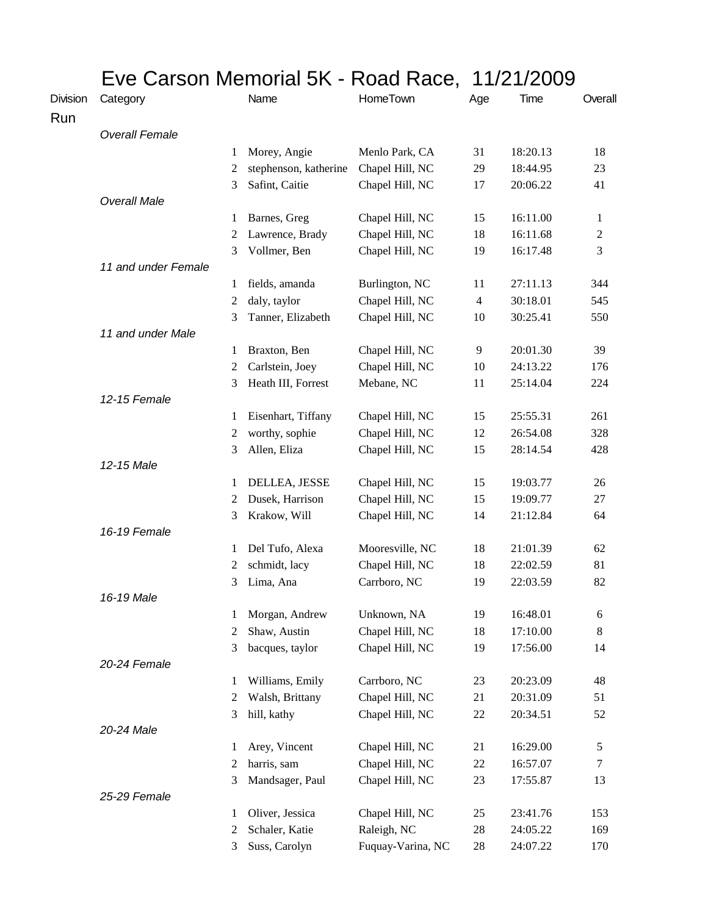# Eve Carson Memorial 5K - Road Race, 11/21/2009

| Division | Category | | Name | HomeTown | Age | Time | Overall |
|---|---|---|---|---|---|---|---|
| Run | | | | | | | |
| | *Overall Female* | | | | | | |
| | | 1 | Morey, Angie | Menlo Park, CA | 31 | 18:20.13 | 18 |
| | | 2 | stephenson, katherine | Chapel Hill, NC | 29 | 18:44.95 | 23 |
| | | 3 | Safint, Caitie | Chapel Hill, NC | 17 | 20:06.22 | 41 |
| | *Overall Male* | | | | | | |
| | | 1 | Barnes, Greg | Chapel Hill, NC | 15 | 16:11.00 | 1 |
| | | 2 | Lawrence, Brady | Chapel Hill, NC | 18 | 16:11.68 | 2 |
| | | 3 | Vollmer, Ben | Chapel Hill, NC | 19 | 16:17.48 | 3 |
| | *11 and under Female* | | | | | | |
| | | 1 | fields, amanda | Burlington, NC | 11 | 27:11.13 | 344 |
| | | 2 | daly, taylor | Chapel Hill, NC | 4 | 30:18.01 | 545 |
| | | 3 | Tanner, Elizabeth | Chapel Hill, NC | 10 | 30:25.41 | 550 |
| | *11 and under Male* | | | | | | |
| | | 1 | Braxton, Ben | Chapel Hill, NC | 9 | 20:01.30 | 39 |
| | | 2 | Carlstein, Joey | Chapel Hill, NC | 10 | 24:13.22 | 176 |
| | | 3 | Heath III, Forrest | Mebane, NC | 11 | 25:14.04 | 224 |
| | *12-15 Female* | | | | | | |
| | | 1 | Eisenhart, Tiffany | Chapel Hill, NC | 15 | 25:55.31 | 261 |
| | | 2 | worthy, sophie | Chapel Hill, NC | 12 | 26:54.08 | 328 |
| | | 3 | Allen, Eliza | Chapel Hill, NC | 15 | 28:14.54 | 428 |
| | *12-15 Male* | | | | | | |
| | | 1 | DELLEA, JESSE | Chapel Hill, NC | 15 | 19:03.77 | 26 |
| | | 2 | Dusek, Harrison | Chapel Hill, NC | 15 | 19:09.77 | 27 |
| | | 3 | Krakow, Will | Chapel Hill, NC | 14 | 21:12.84 | 64 |
| | *16-19 Female* | | | | | | |
| | | 1 | Del Tufo, Alexa | Mooresville, NC | 18 | 21:01.39 | 62 |
| | | 2 | schmidt, lacy | Chapel Hill, NC | 18 | 22:02.59 | 81 |
| | | 3 | Lima, Ana | Carrboro, NC | 19 | 22:03.59 | 82 |
| | *16-19 Male* | | | | | | |
| | | 1 | Morgan, Andrew | Unknown, NA | 19 | 16:48.01 | 6 |
| | | 2 | Shaw, Austin | Chapel Hill, NC | 18 | 17:10.00 | 8 |
| | | 3 | bacques, taylor | Chapel Hill, NC | 19 | 17:56.00 | 14 |
| | *20-24 Female* | | | | | | |
| | | 1 | Williams, Emily | Carrboro, NC | 23 | 20:23.09 | 48 |
| | | 2 | Walsh, Brittany | Chapel Hill, NC | 21 | 20:31.09 | 51 |
| | | 3 | hill, kathy | Chapel Hill, NC | 22 | 20:34.51 | 52 |
| | *20-24 Male* | | | | | | |
| | | 1 | Arey, Vincent | Chapel Hill, NC | 21 | 16:29.00 | 5 |
| | | 2 | harris, sam | Chapel Hill, NC | 22 | 16:57.07 | 7 |
| | | 3 | Mandsager, Paul | Chapel Hill, NC | 23 | 17:55.87 | 13 |
| | *25-29 Female* | | | | | | |
| | | 1 | Oliver, Jessica | Chapel Hill, NC | 25 | 23:41.76 | 153 |
| | | 2 | Schaler, Katie | Raleigh, NC | 28 | 24:05.22 | 169 |
| | | 3 | Suss, Carolyn | Fuquay-Varina, NC | 28 | 24:07.22 | 170 |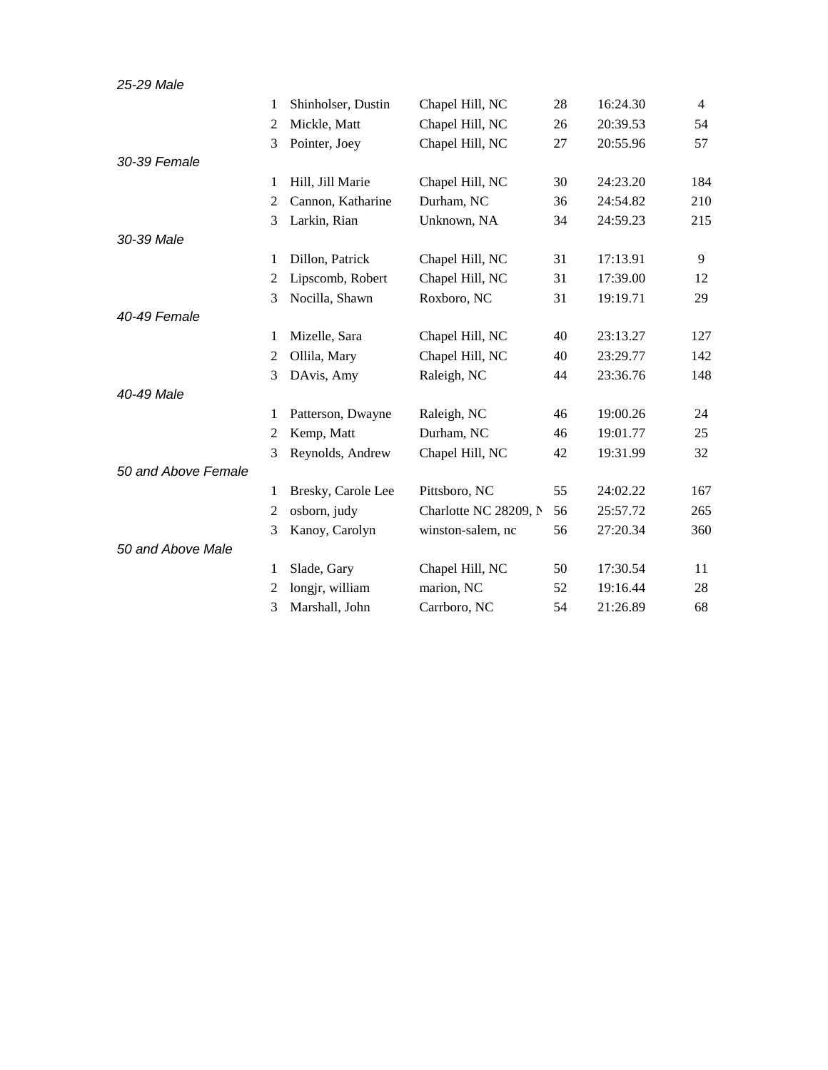*25-29 Male*

| | | | | | |
|---|---|---|---|---|---|
| 1 | Shinholser, Dustin | Chapel Hill, NC | 28 | 16:24.30 | 4 |
| 2 | Mickle, Matt | Chapel Hill, NC | 26 | 20:39.53 | 54 |
| 3 | Pointer, Joey | Chapel Hill, NC | 27 | 20:55.96 | 57 |

*30-39 Female*

| | | | | | |
|---|---|---|---|---|---|
| 1 | Hill, Jill Marie | Chapel Hill, NC | 30 | 24:23.20 | 184 |
| 2 | Cannon, Katharine | Durham, NC | 36 | 24:54.82 | 210 |
| 3 | Larkin, Rian | Unknown, NA | 34 | 24:59.23 | 215 |

*30-39 Male*

| | | | | | |
|---|---|---|---|---|---|
| 1 | Dillon, Patrick | Chapel Hill, NC | 31 | 17:13.91 | 9 |
| 2 | Lipscomb, Robert | Chapel Hill, NC | 31 | 17:39.00 | 12 |
| 3 | Nocilla, Shawn | Roxboro, NC | 31 | 19:19.71 | 29 |

*40-49 Female*

| | | | | | |
|---|---|---|---|---|---|
| 1 | Mizelle, Sara | Chapel Hill, NC | 40 | 23:13.27 | 127 |
| 2 | Ollila, Mary | Chapel Hill, NC | 40 | 23:29.77 | 142 |
| 3 | DAvis, Amy | Raleigh, NC | 44 | 23:36.76 | 148 |

*40-49 Male*

| | | | | | |
|---|---|---|---|---|---|
| 1 | Patterson, Dwayne | Raleigh, NC | 46 | 19:00.26 | 24 |
| 2 | Kemp, Matt | Durham, NC | 46 | 19:01.77 | 25 |
| 3 | Reynolds, Andrew | Chapel Hill, NC | 42 | 19:31.99 | 32 |

*50 and Above Female*

| | | | | | |
|---|---|---|---|---|---|
| 1 | Bresky, Carole Lee | Pittsboro, NC | 55 | 24:02.22 | 167 |
| 2 | osborn, judy | Charlotte NC 28209, N | 56 | 25:57.72 | 265 |
| 3 | Kanoy, Carolyn | winston-salem, nc | 56 | 27:20.34 | 360 |

*50 and Above Male*

| | | | | | |
|---|---|---|---|---|---|
| 1 | Slade, Gary | Chapel Hill, NC | 50 | 17:30.54 | 11 |
| 2 | longjr, william | marion, NC | 52 | 19:16.44 | 28 |
| 3 | Marshall, John | Carrboro, NC | 54 | 21:26.89 | 68 |